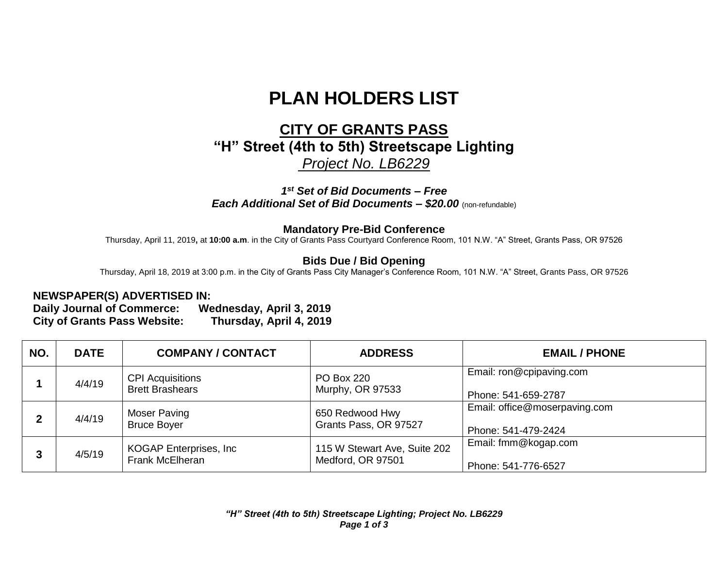# PLAN HOLDERS LIST

## CITY OF GRANTS PASS

## "H" Street (4th to 5th) Streetscape Lighting

*Project No. LB6229*

***1st Set of Bid Documents – Free***
***Each Additional Set of Bid Documents – $20.00*** (non-refundable)

**Mandatory Pre-Bid Conference**
Thursday, April 11, 2019**,** at **10:00 a.m**. in the City of Grants Pass Courtyard Conference Room, 101 N.W. "A" Street, Grants Pass, OR 97526

**Bids Due / Bid Opening**
Thursday, April 18, 2019 at 3:00 p.m. in the City of Grants Pass City Manager's Conference Room, 101 N.W. "A" Street, Grants Pass, OR 97526

**NEWSPAPER(S) ADVERTISED IN:**
**Daily Journal of Commerce: Wednesday, April 3, 2019**
**City of Grants Pass Website: Thursday, April 4, 2019**

| NO. | DATE | COMPANY / CONTACT | ADDRESS | EMAIL / PHONE |
|---|---|---|---|---|
| **1** | 4/4/19 | CPI Acquisitions<br>Brett Brashears | PO Box 220<br>Murphy, OR 97533 | Email: ron@cpipaving.com<br>Phone: 541-659-2787 |
| **2** | 4/4/19 | Moser Paving<br>Bruce Boyer | 650 Redwood Hwy<br>Grants Pass, OR 97527 | Email: office@moserpaving.com<br>Phone: 541-479-2424 |
| **3** | 4/5/19 | KOGAP Enterprises, Inc<br>Frank McElheran | 115 W Stewart Ave, Suite 202<br>Medford, OR 97501 | Email: fmm@kogap.com<br>Phone: 541-776-6527 |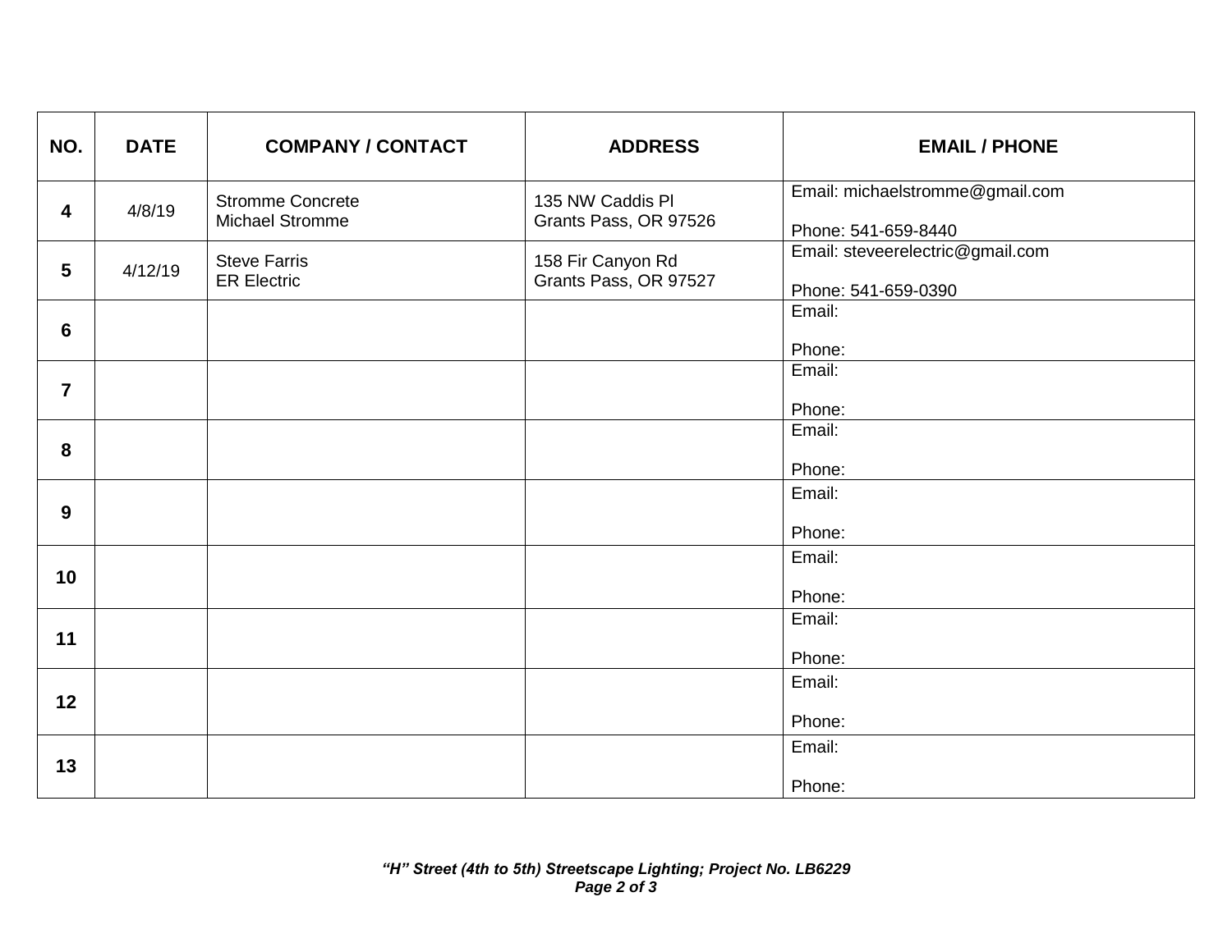| NO. | DATE | COMPANY / CONTACT | ADDRESS | EMAIL / PHONE |
|---|---|---|---|---|
| **4** | 4/8/19 | Stromme Concrete<br>Michael Stromme | 135 NW Caddis Pl<br>Grants Pass, OR 97526 | Email: michaelstromme@gmail.com<br><br>Phone: 541-659-8440 |
| **5** | 4/12/19 | Steve Farris<br>ER Electric | 158 Fir Canyon Rd<br>Grants Pass, OR 97527 | Email: steveerelectric@gmail.com<br><br>Phone: 541-659-0390 |
| **6** | | | | Email:<br><br>Phone: |
| **7** | | | | Email:<br><br>Phone: |
| **8** | | | | Email:<br><br>Phone: |
| **9** | | | | Email:<br><br>Phone: |
| **10** | | | | Email:<br><br>Phone: |
| **11** | | | | Email:<br><br>Phone: |
| **12** | | | | Email:<br><br>Phone: |
| **13** | | | | Email:<br><br>Phone: |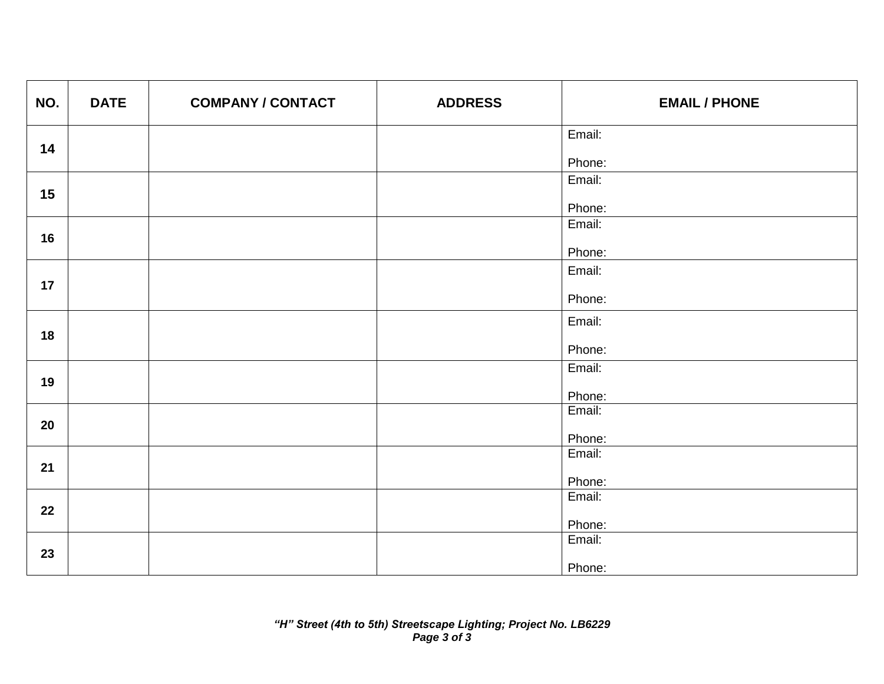| NO. | DATE | COMPANY / CONTACT | ADDRESS | EMAIL / PHONE |
| --- | --- | --- | --- | --- |
| 14 | | | | Email:<br><br>Phone: |
| 15 | | | | Email:<br><br>Phone: |
| 16 | | | | Email:<br><br>Phone: |
| 17 | | | | Email:<br><br>Phone: |
| 18 | | | | Email:<br><br>Phone: |
| 19 | | | | Email:<br><br>Phone: |
| 20 | | | | Email:<br><br>Phone: |
| 21 | | | | Email:<br><br>Phone: |
| 22 | | | | Email:<br><br>Phone: |
| 23 | | | | Email:<br><br>Phone: |